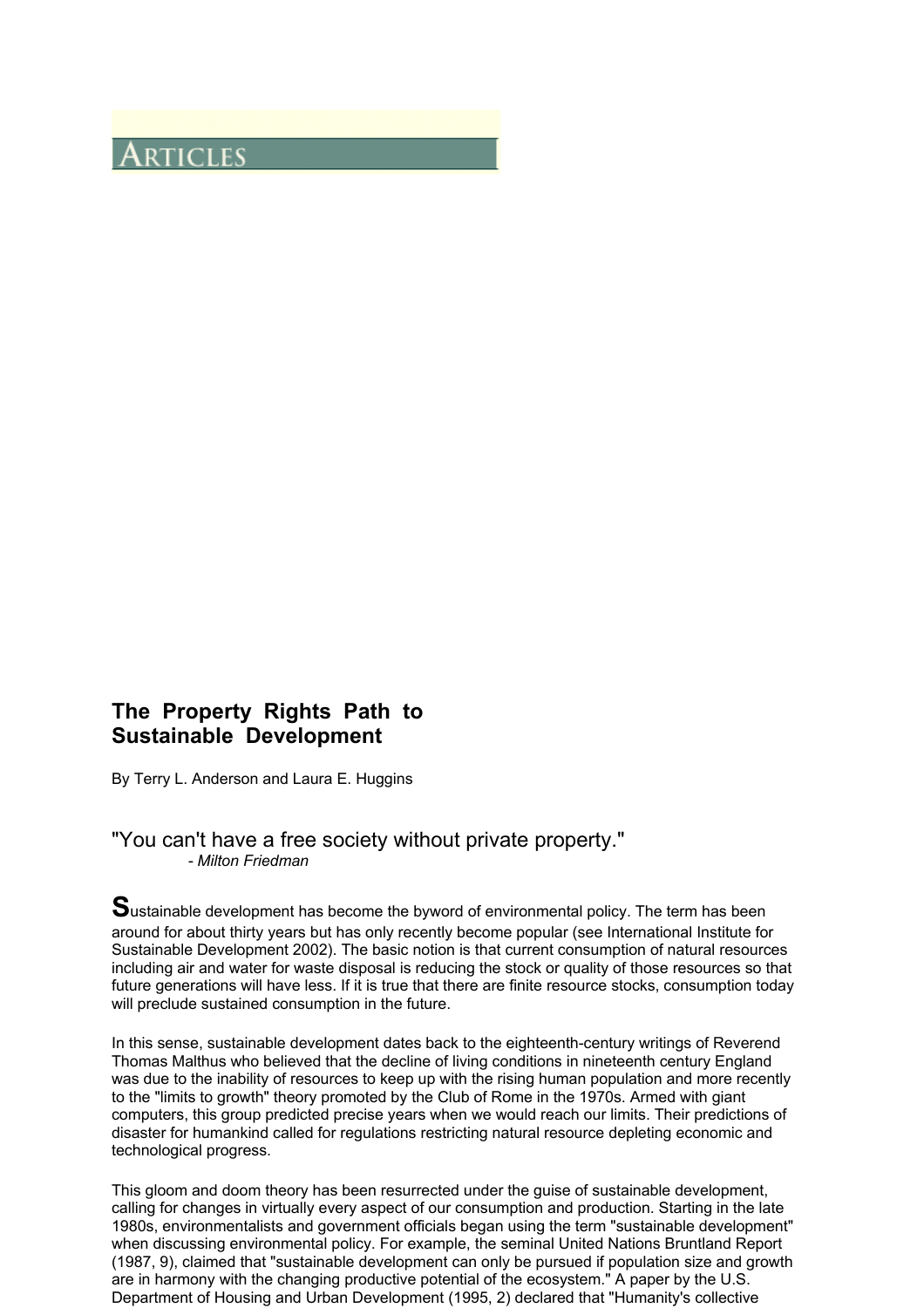# ARTICLES

## The Property Rights Path to Sustainable Development

By Terry L. Anderson and Laura E. Huggins

"You can't have a free society without private property."
*- Milton Friedman*

**S**ustainable development has become the byword of environmental policy. The term has been around for about thirty years but has only recently become popular (see International Institute for Sustainable Development 2002). The basic notion is that current consumption of natural resources including air and water for waste disposal is reducing the stock or quality of those resources so that future generations will have less. If it is true that there are finite resource stocks, consumption today will preclude sustained consumption in the future.

In this sense, sustainable development dates back to the eighteenth-century writings of Reverend Thomas Malthus who believed that the decline of living conditions in nineteenth century England was due to the inability of resources to keep up with the rising human population and more recently to the "limits to growth" theory promoted by the Club of Rome in the 1970s. Armed with giant computers, this group predicted precise years when we would reach our limits. Their predictions of disaster for humankind called for regulations restricting natural resource depleting economic and technological progress.

This gloom and doom theory has been resurrected under the guise of sustainable development, calling for changes in virtually every aspect of our consumption and production. Starting in the late 1980s, environmentalists and government officials began using the term "sustainable development" when discussing environmental policy. For example, the seminal United Nations Bruntland Report (1987, 9), claimed that "sustainable development can only be pursued if population size and growth are in harmony with the changing productive potential of the ecosystem." A paper by the U.S. Department of Housing and Urban Development (1995, 2) declared that "Humanity's collective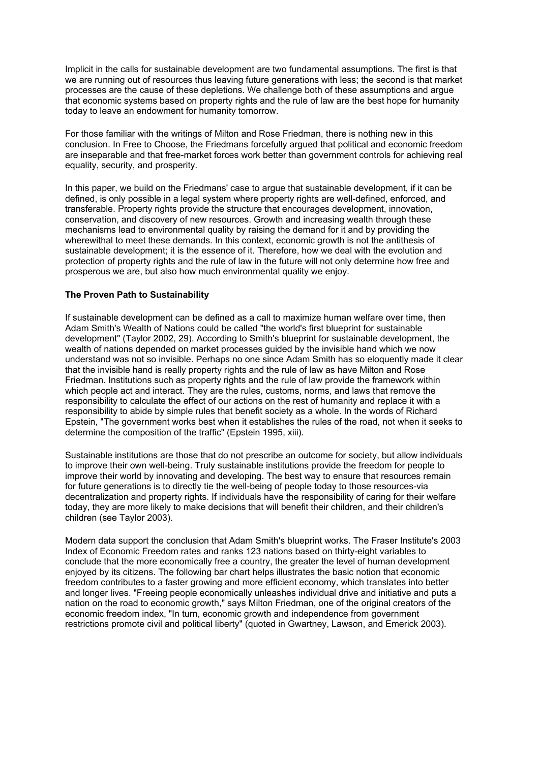Implicit in the calls for sustainable development are two fundamental assumptions. The first is that we are running out of resources thus leaving future generations with less; the second is that market processes are the cause of these depletions. We challenge both of these assumptions and argue that economic systems based on property rights and the rule of law are the best hope for humanity today to leave an endowment for humanity tomorrow.

For those familiar with the writings of Milton and Rose Friedman, there is nothing new in this conclusion. In Free to Choose, the Friedmans forcefully argued that political and economic freedom are inseparable and that free-market forces work better than government controls for achieving real equality, security, and prosperity.

In this paper, we build on the Friedmans' case to argue that sustainable development, if it can be defined, is only possible in a legal system where property rights are well-defined, enforced, and transferable. Property rights provide the structure that encourages development, innovation, conservation, and discovery of new resources. Growth and increasing wealth through these mechanisms lead to environmental quality by raising the demand for it and by providing the wherewithal to meet these demands. In this context, economic growth is not the antithesis of sustainable development; it is the essence of it. Therefore, how we deal with the evolution and protection of property rights and the rule of law in the future will not only determine how free and prosperous we are, but also how much environmental quality we enjoy.

**The Proven Path to Sustainability**

If sustainable development can be defined as a call to maximize human welfare over time, then Adam Smith's Wealth of Nations could be called "the world's first blueprint for sustainable development" (Taylor 2002, 29). According to Smith's blueprint for sustainable development, the wealth of nations depended on market processes guided by the invisible hand which we now understand was not so invisible. Perhaps no one since Adam Smith has so eloquently made it clear that the invisible hand is really property rights and the rule of law as have Milton and Rose Friedman. Institutions such as property rights and the rule of law provide the framework within which people act and interact. They are the rules, customs, norms, and laws that remove the responsibility to calculate the effect of our actions on the rest of humanity and replace it with a responsibility to abide by simple rules that benefit society as a whole. In the words of Richard Epstein, "The government works best when it establishes the rules of the road, not when it seeks to determine the composition of the traffic" (Epstein 1995, xiii).

Sustainable institutions are those that do not prescribe an outcome for society, but allow individuals to improve their own well-being. Truly sustainable institutions provide the freedom for people to improve their world by innovating and developing. The best way to ensure that resources remain for future generations is to directly tie the well-being of people today to those resources-via decentralization and property rights. If individuals have the responsibility of caring for their welfare today, they are more likely to make decisions that will benefit their children, and their children's children (see Taylor 2003).

Modern data support the conclusion that Adam Smith's blueprint works. The Fraser Institute's 2003 Index of Economic Freedom rates and ranks 123 nations based on thirty-eight variables to conclude that the more economically free a country, the greater the level of human development enjoyed by its citizens. The following bar chart helps illustrates the basic notion that economic freedom contributes to a faster growing and more efficient economy, which translates into better and longer lives. "Freeing people economically unleashes individual drive and initiative and puts a nation on the road to economic growth," says Milton Friedman, one of the original creators of the economic freedom index, "In turn, economic growth and independence from government restrictions promote civil and political liberty" (quoted in Gwartney, Lawson, and Emerick 2003).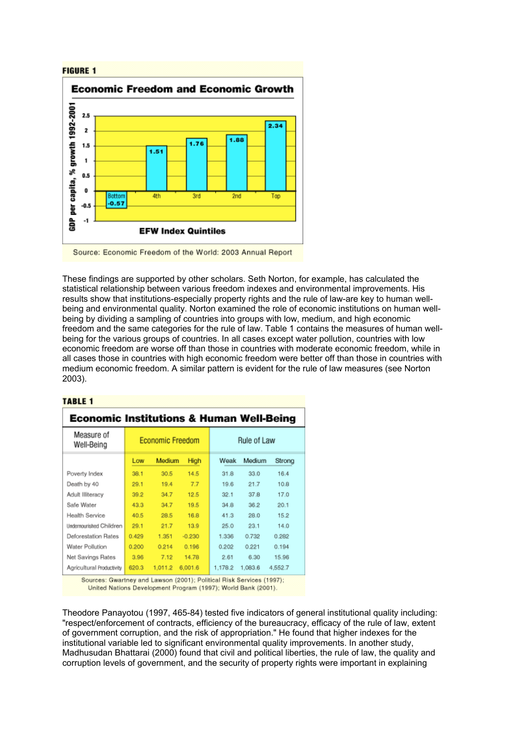**FIGURE 1**

**Economic Freedom and Economic Growth**

| EFW Index Quintiles | GDP per capita, % growth 1992-2001 |
|---|---|
| Bottom | -0.57 |
| 4th | 1.51 |
| 3rd | 1.76 |
| 2nd | 1.88 |
| Top | 2.34 |

Source: Economic Freedom of the World: 2003 Annual Report

These findings are supported by other scholars. Seth Norton, for example, has calculated the statistical relationship between various freedom indexes and environmental improvements. His results show that institutions-especially property rights and the rule of law-are key to human well-being and environmental quality. Norton examined the role of economic institutions on human well-being by dividing a sampling of countries into groups with low, medium, and high economic freedom and the same categories for the rule of law. Table 1 contains the measures of human well-being for the various groups of countries. In all cases except water pollution, countries with low economic freedom are worse off than those in countries with moderate economic freedom, while in all cases those in countries with high economic freedom were better off than those in countries with medium economic freedom. A similar pattern is evident for the rule of law measures (see Norton 2003).

**TABLE 1**

**Economic Institutions & Human Well-Being**

| Measure of Well-Being | Economic Freedom | | | Rule of Law | | |
|---|---|---|---|---|---|---|
| | Low | Medium | High | Weak | Medium | Strong |
| Poverty Index | 38.1 | 30.5 | 14.5 | 31.8 | 33.0 | 16.4 |
| Death by 40 | 29.1 | 19.4 | 7.7 | 19.6 | 21.7 | 10.8 |
| Adult Illiteracy | 39.2 | 34.7 | 12.5 | 32.1 | 37.8 | 17.0 |
| Safe Water | 43.3 | 34.7 | 19.5 | 34.8 | 36.2 | 20.1 |
| Health Service | 40.5 | 28.5 | 16.8 | 41.3 | 28.0 | 15.2 |
| Undernourished Children | 29.1 | 21.7 | 13.9 | 25.0 | 23.1 | 14.0 |
| Deforestation Rates | 0.429 | 1.351 | -0.230 | 1.336 | 0.732 | 0.282 |
| Water Pollution | 0.200 | 0.214 | 0.196 | 0.202 | 0.221 | 0.194 |
| Net Savings Rates | 3.96 | 7.12 | 14.78 | 2.61 | 6.30 | 15.96 |
| Agricultural Productivity | 620.3 | 1,011.2 | 6,001.6 | 1,178.2 | 1,083.6 | 4,552.7 |

Sources: Gwartney and Lawson (2001); Political Risk Services (1997); United Nations Development Program (1997); World Bank (2001).

Theodore Panayotou (1997, 465-84) tested five indicators of general institutional quality including: "respect/enforcement of contracts, efficiency of the bureaucracy, efficacy of the rule of law, extent of government corruption, and the risk of appropriation." He found that higher indexes for the institutional variable led to significant environmental quality improvements. In another study, Madhusudan Bhattarai (2000) found that civil and political liberties, the rule of law, the quality and corruption levels of government, and the security of property rights were important in explaining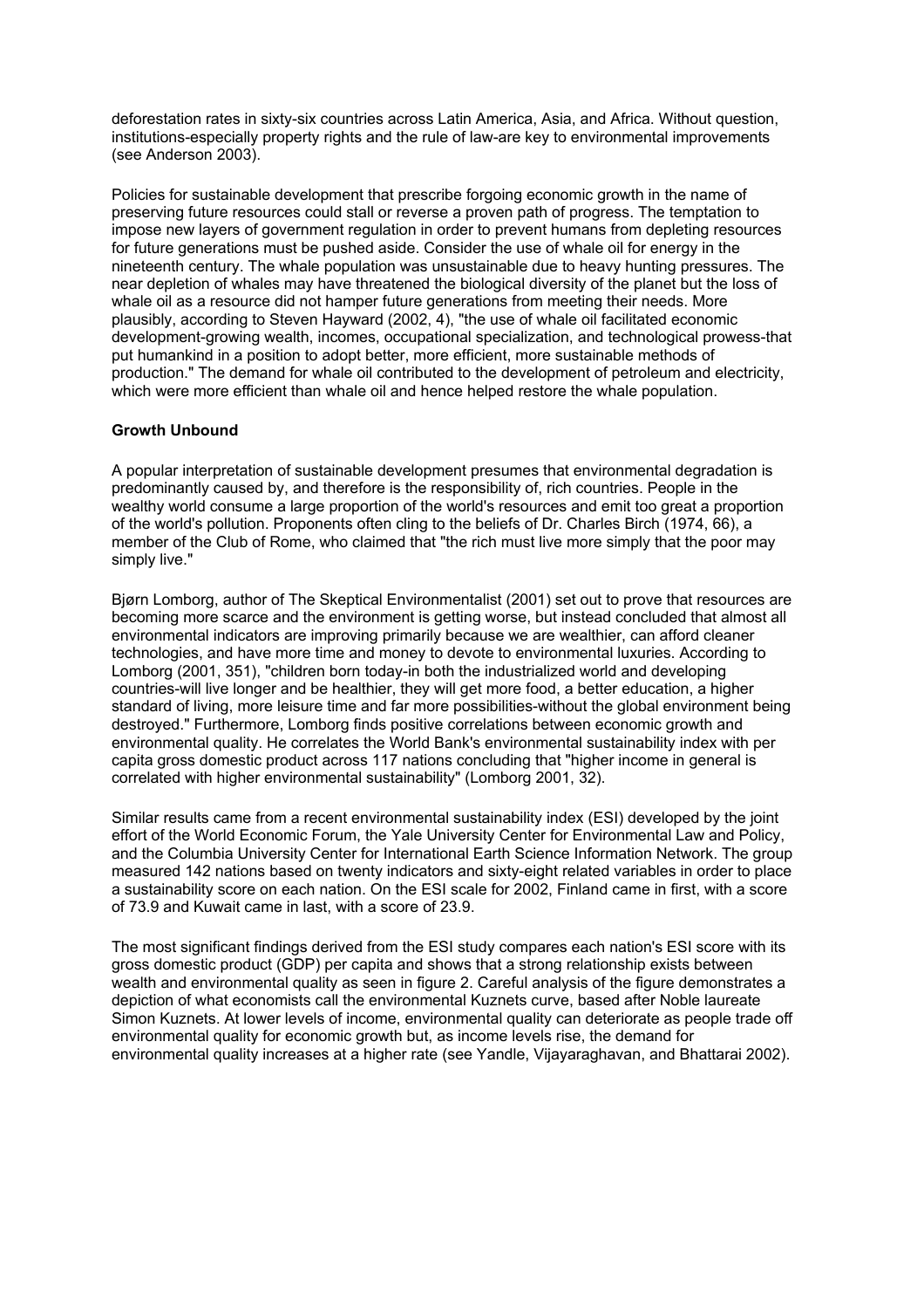deforestation rates in sixty-six countries across Latin America, Asia, and Africa. Without question, institutions-especially property rights and the rule of law-are key to environmental improvements (see Anderson 2003).

Policies for sustainable development that prescribe forgoing economic growth in the name of preserving future resources could stall or reverse a proven path of progress. The temptation to impose new layers of government regulation in order to prevent humans from depleting resources for future generations must be pushed aside. Consider the use of whale oil for energy in the nineteenth century. The whale population was unsustainable due to heavy hunting pressures. The near depletion of whales may have threatened the biological diversity of the planet but the loss of whale oil as a resource did not hamper future generations from meeting their needs. More plausibly, according to Steven Hayward (2002, 4), "the use of whale oil facilitated economic development-growing wealth, incomes, occupational specialization, and technological prowess-that put humankind in a position to adopt better, more efficient, more sustainable methods of production." The demand for whale oil contributed to the development of petroleum and electricity, which were more efficient than whale oil and hence helped restore the whale population.

**Growth Unbound**

A popular interpretation of sustainable development presumes that environmental degradation is predominantly caused by, and therefore is the responsibility of, rich countries. People in the wealthy world consume a large proportion of the world's resources and emit too great a proportion of the world's pollution. Proponents often cling to the beliefs of Dr. Charles Birch (1974, 66), a member of the Club of Rome, who claimed that "the rich must live more simply that the poor may simply live."

Bjørn Lomborg, author of The Skeptical Environmentalist (2001) set out to prove that resources are becoming more scarce and the environment is getting worse, but instead concluded that almost all environmental indicators are improving primarily because we are wealthier, can afford cleaner technologies, and have more time and money to devote to environmental luxuries. According to Lomborg (2001, 351), "children born today-in both the industrialized world and developing countries-will live longer and be healthier, they will get more food, a better education, a higher standard of living, more leisure time and far more possibilities-without the global environment being destroyed." Furthermore, Lomborg finds positive correlations between economic growth and environmental quality. He correlates the World Bank's environmental sustainability index with per capita gross domestic product across 117 nations concluding that "higher income in general is correlated with higher environmental sustainability" (Lomborg 2001, 32).

Similar results came from a recent environmental sustainability index (ESI) developed by the joint effort of the World Economic Forum, the Yale University Center for Environmental Law and Policy, and the Columbia University Center for International Earth Science Information Network. The group measured 142 nations based on twenty indicators and sixty-eight related variables in order to place a sustainability score on each nation. On the ESI scale for 2002, Finland came in first, with a score of 73.9 and Kuwait came in last, with a score of 23.9.

The most significant findings derived from the ESI study compares each nation's ESI score with its gross domestic product (GDP) per capita and shows that a strong relationship exists between wealth and environmental quality as seen in figure 2. Careful analysis of the figure demonstrates a depiction of what economists call the environmental Kuznets curve, based after Noble laureate Simon Kuznets. At lower levels of income, environmental quality can deteriorate as people trade off environmental quality for economic growth but, as income levels rise, the demand for environmental quality increases at a higher rate (see Yandle, Vijayaraghavan, and Bhattarai 2002).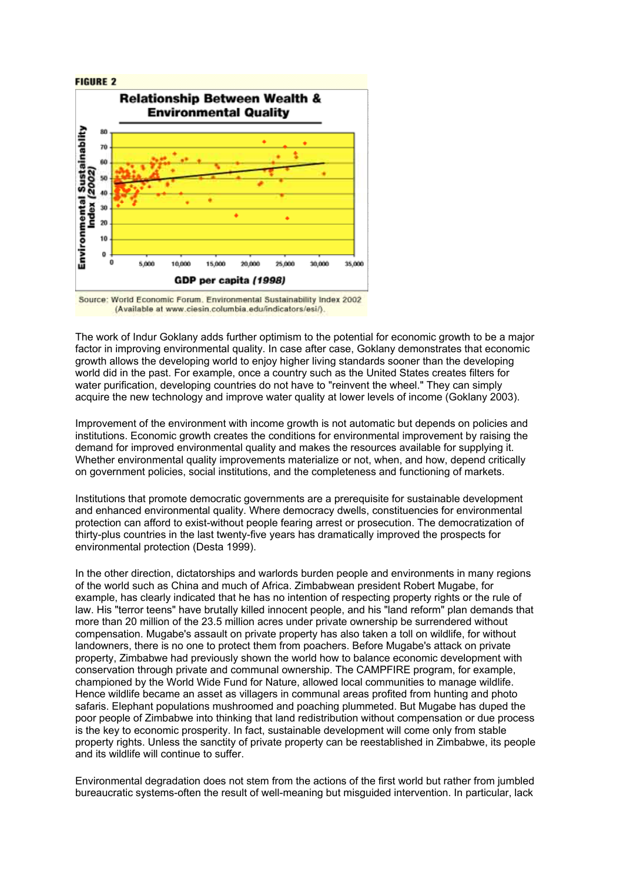**FIGURE 2**

**Relationship Between Wealth & Environmental Quality**

Source: World Economic Forum. Environmental Sustainability Index 2002 (Available at www.ciesin.columbia.edu/indicators/esi/).

The work of Indur Goklany adds further optimism to the potential for economic growth to be a major factor in improving environmental quality. In case after case, Goklany demonstrates that economic growth allows the developing world to enjoy higher living standards sooner than the developing world did in the past. For example, once a country such as the United States creates filters for water purification, developing countries do not have to "reinvent the wheel." They can simply acquire the new technology and improve water quality at lower levels of income (Goklany 2003).

Improvement of the environment with income growth is not automatic but depends on policies and institutions. Economic growth creates the conditions for environmental improvement by raising the demand for improved environmental quality and makes the resources available for supplying it. Whether environmental quality improvements materialize or not, when, and how, depend critically on government policies, social institutions, and the completeness and functioning of markets.

Institutions that promote democratic governments are a prerequisite for sustainable development and enhanced environmental quality. Where democracy dwells, constituencies for environmental protection can afford to exist-without people fearing arrest or prosecution. The democratization of thirty-plus countries in the last twenty-five years has dramatically improved the prospects for environmental protection (Desta 1999).

In the other direction, dictatorships and warlords burden people and environments in many regions of the world such as China and much of Africa. Zimbabwean president Robert Mugabe, for example, has clearly indicated that he has no intention of respecting property rights or the rule of law. His "terror teens" have brutally killed innocent people, and his "land reform" plan demands that more than 20 million of the 23.5 million acres under private ownership be surrendered without compensation. Mugabe's assault on private property has also taken a toll on wildlife, for without landowners, there is no one to protect them from poachers. Before Mugabe's attack on private property, Zimbabwe had previously shown the world how to balance economic development with conservation through private and communal ownership. The CAMPFIRE program, for example, championed by the World Wide Fund for Nature, allowed local communities to manage wildlife. Hence wildlife became an asset as villagers in communal areas profited from hunting and photo safaris. Elephant populations mushroomed and poaching plummeted. But Mugabe has duped the poor people of Zimbabwe into thinking that land redistribution without compensation or due process is the key to economic prosperity. In fact, sustainable development will come only from stable property rights. Unless the sanctity of private property can be reestablished in Zimbabwe, its people and its wildlife will continue to suffer.

Environmental degradation does not stem from the actions of the first world but rather from jumbled bureaucratic systems-often the result of well-meaning but misguided intervention. In particular, lack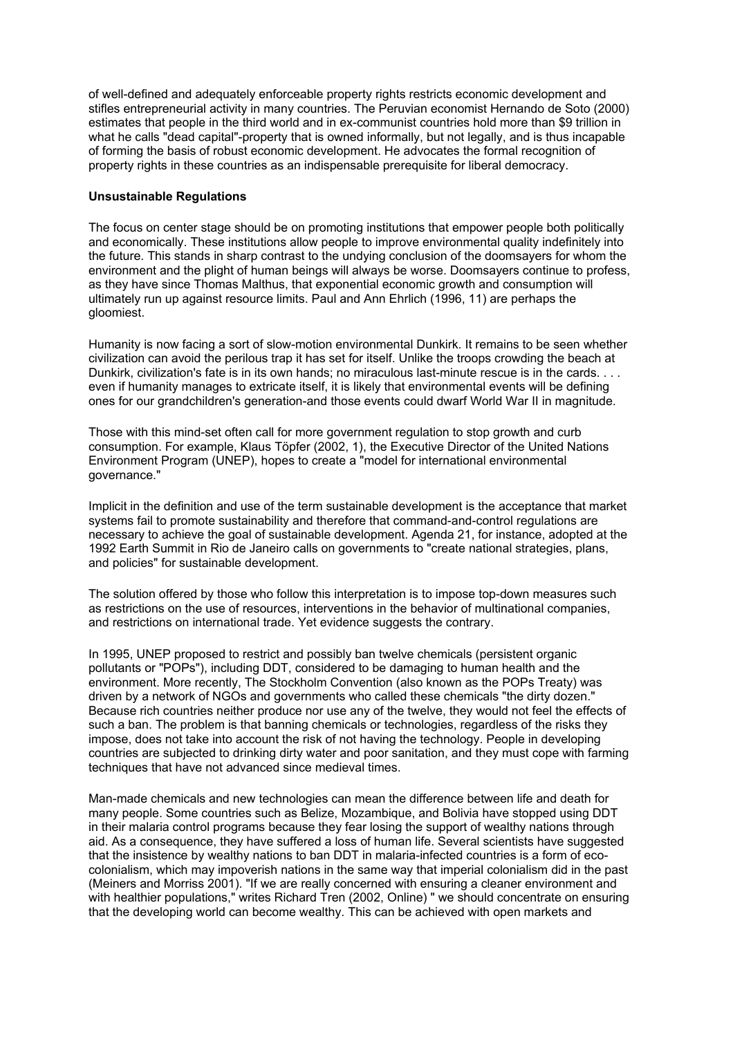of well-defined and adequately enforceable property rights restricts economic development and stifles entrepreneurial activity in many countries. The Peruvian economist Hernando de Soto (2000) estimates that people in the third world and in ex-communist countries hold more than $9 trillion in what he calls "dead capital"-property that is owned informally, but not legally, and is thus incapable of forming the basis of robust economic development. He advocates the formal recognition of property rights in these countries as an indispensable prerequisite for liberal democracy.

**Unsustainable Regulations**

The focus on center stage should be on promoting institutions that empower people both politically and economically. These institutions allow people to improve environmental quality indefinitely into the future. This stands in sharp contrast to the undying conclusion of the doomsayers for whom the environment and the plight of human beings will always be worse. Doomsayers continue to profess, as they have since Thomas Malthus, that exponential economic growth and consumption will ultimately run up against resource limits. Paul and Ann Ehrlich (1996, 11) are perhaps the gloomiest.

Humanity is now facing a sort of slow-motion environmental Dunkirk. It remains to be seen whether civilization can avoid the perilous trap it has set for itself. Unlike the troops crowding the beach at Dunkirk, civilization's fate is in its own hands; no miraculous last-minute rescue is in the cards. . . . even if humanity manages to extricate itself, it is likely that environmental events will be defining ones for our grandchildren's generation-and those events could dwarf World War II in magnitude.

Those with this mind-set often call for more government regulation to stop growth and curb consumption. For example, Klaus Töpfer (2002, 1), the Executive Director of the United Nations Environment Program (UNEP), hopes to create a "model for international environmental governance."

Implicit in the definition and use of the term sustainable development is the acceptance that market systems fail to promote sustainability and therefore that command-and-control regulations are necessary to achieve the goal of sustainable development. Agenda 21, for instance, adopted at the 1992 Earth Summit in Rio de Janeiro calls on governments to "create national strategies, plans, and policies" for sustainable development.

The solution offered by those who follow this interpretation is to impose top-down measures such as restrictions on the use of resources, interventions in the behavior of multinational companies, and restrictions on international trade. Yet evidence suggests the contrary.

In 1995, UNEP proposed to restrict and possibly ban twelve chemicals (persistent organic pollutants or "POPs"), including DDT, considered to be damaging to human health and the environment. More recently, The Stockholm Convention (also known as the POPs Treaty) was driven by a network of NGOs and governments who called these chemicals "the dirty dozen." Because rich countries neither produce nor use any of the twelve, they would not feel the effects of such a ban. The problem is that banning chemicals or technologies, regardless of the risks they impose, does not take into account the risk of not having the technology. People in developing countries are subjected to drinking dirty water and poor sanitation, and they must cope with farming techniques that have not advanced since medieval times.

Man-made chemicals and new technologies can mean the difference between life and death for many people. Some countries such as Belize, Mozambique, and Bolivia have stopped using DDT in their malaria control programs because they fear losing the support of wealthy nations through aid. As a consequence, they have suffered a loss of human life. Several scientists have suggested that the insistence by wealthy nations to ban DDT in malaria-infected countries is a form of eco-colonialism, which may impoverish nations in the same way that imperial colonialism did in the past (Meiners and Morriss 2001). "If we are really concerned with ensuring a cleaner environment and with healthier populations," writes Richard Tren (2002, Online) " we should concentrate on ensuring that the developing world can become wealthy. This can be achieved with open markets and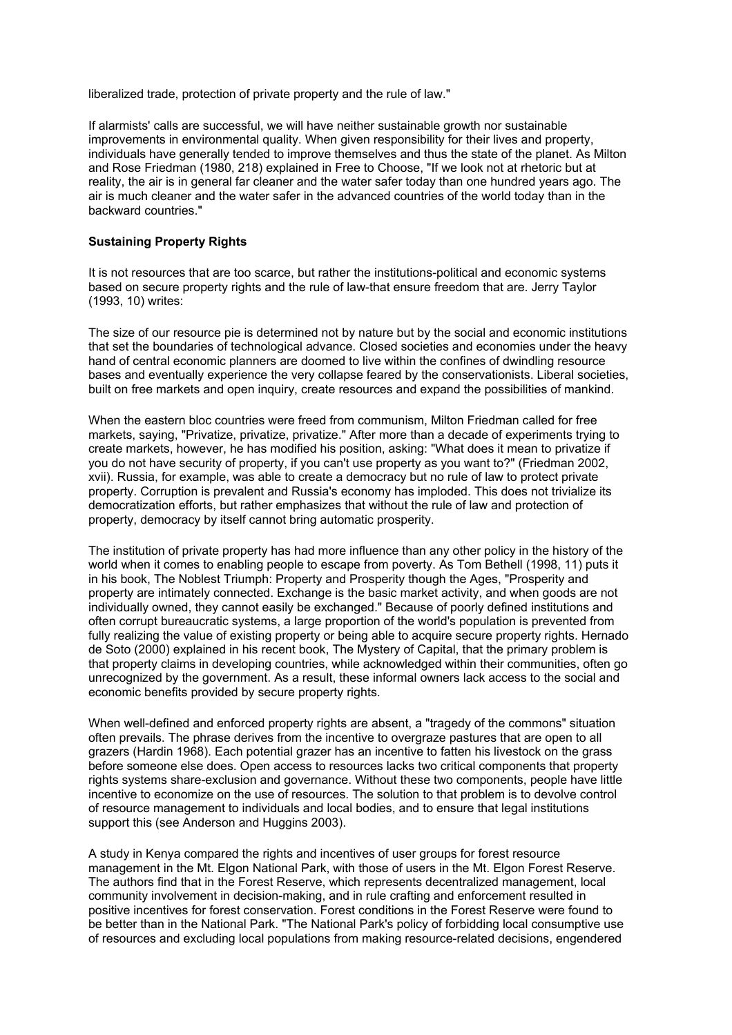liberalized trade, protection of private property and the rule of law."

If alarmists' calls are successful, we will have neither sustainable growth nor sustainable improvements in environmental quality. When given responsibility for their lives and property, individuals have generally tended to improve themselves and thus the state of the planet. As Milton and Rose Friedman (1980, 218) explained in Free to Choose, "If we look not at rhetoric but at reality, the air is in general far cleaner and the water safer today than one hundred years ago. The air is much cleaner and the water safer in the advanced countries of the world today than in the backward countries."

**Sustaining Property Rights**

It is not resources that are too scarce, but rather the institutions-political and economic systems based on secure property rights and the rule of law-that ensure freedom that are. Jerry Taylor (1993, 10) writes:

The size of our resource pie is determined not by nature but by the social and economic institutions that set the boundaries of technological advance. Closed societies and economies under the heavy hand of central economic planners are doomed to live within the confines of dwindling resource bases and eventually experience the very collapse feared by the conservationists. Liberal societies, built on free markets and open inquiry, create resources and expand the possibilities of mankind.

When the eastern bloc countries were freed from communism, Milton Friedman called for free markets, saying, "Privatize, privatize, privatize." After more than a decade of experiments trying to create markets, however, he has modified his position, asking: "What does it mean to privatize if you do not have security of property, if you can't use property as you want to?" (Friedman 2002, xvii). Russia, for example, was able to create a democracy but no rule of law to protect private property. Corruption is prevalent and Russia's economy has imploded. This does not trivialize its democratization efforts, but rather emphasizes that without the rule of law and protection of property, democracy by itself cannot bring automatic prosperity.

The institution of private property has had more influence than any other policy in the history of the world when it comes to enabling people to escape from poverty. As Tom Bethell (1998, 11) puts it in his book, The Noblest Triumph: Property and Prosperity though the Ages, "Prosperity and property are intimately connected. Exchange is the basic market activity, and when goods are not individually owned, they cannot easily be exchanged." Because of poorly defined institutions and often corrupt bureaucratic systems, a large proportion of the world's population is prevented from fully realizing the value of existing property or being able to acquire secure property rights. Hernado de Soto (2000) explained in his recent book, The Mystery of Capital, that the primary problem is that property claims in developing countries, while acknowledged within their communities, often go unrecognized by the government. As a result, these informal owners lack access to the social and economic benefits provided by secure property rights.

When well-defined and enforced property rights are absent, a "tragedy of the commons" situation often prevails. The phrase derives from the incentive to overgraze pastures that are open to all grazers (Hardin 1968). Each potential grazer has an incentive to fatten his livestock on the grass before someone else does. Open access to resources lacks two critical components that property rights systems share-exclusion and governance. Without these two components, people have little incentive to economize on the use of resources. The solution to that problem is to devolve control of resource management to individuals and local bodies, and to ensure that legal institutions support this (see Anderson and Huggins 2003).

A study in Kenya compared the rights and incentives of user groups for forest resource management in the Mt. Elgon National Park, with those of users in the Mt. Elgon Forest Reserve. The authors find that in the Forest Reserve, which represents decentralized management, local community involvement in decision-making, and in rule crafting and enforcement resulted in positive incentives for forest conservation. Forest conditions in the Forest Reserve were found to be better than in the National Park. "The National Park's policy of forbidding local consumptive use of resources and excluding local populations from making resource-related decisions, engendered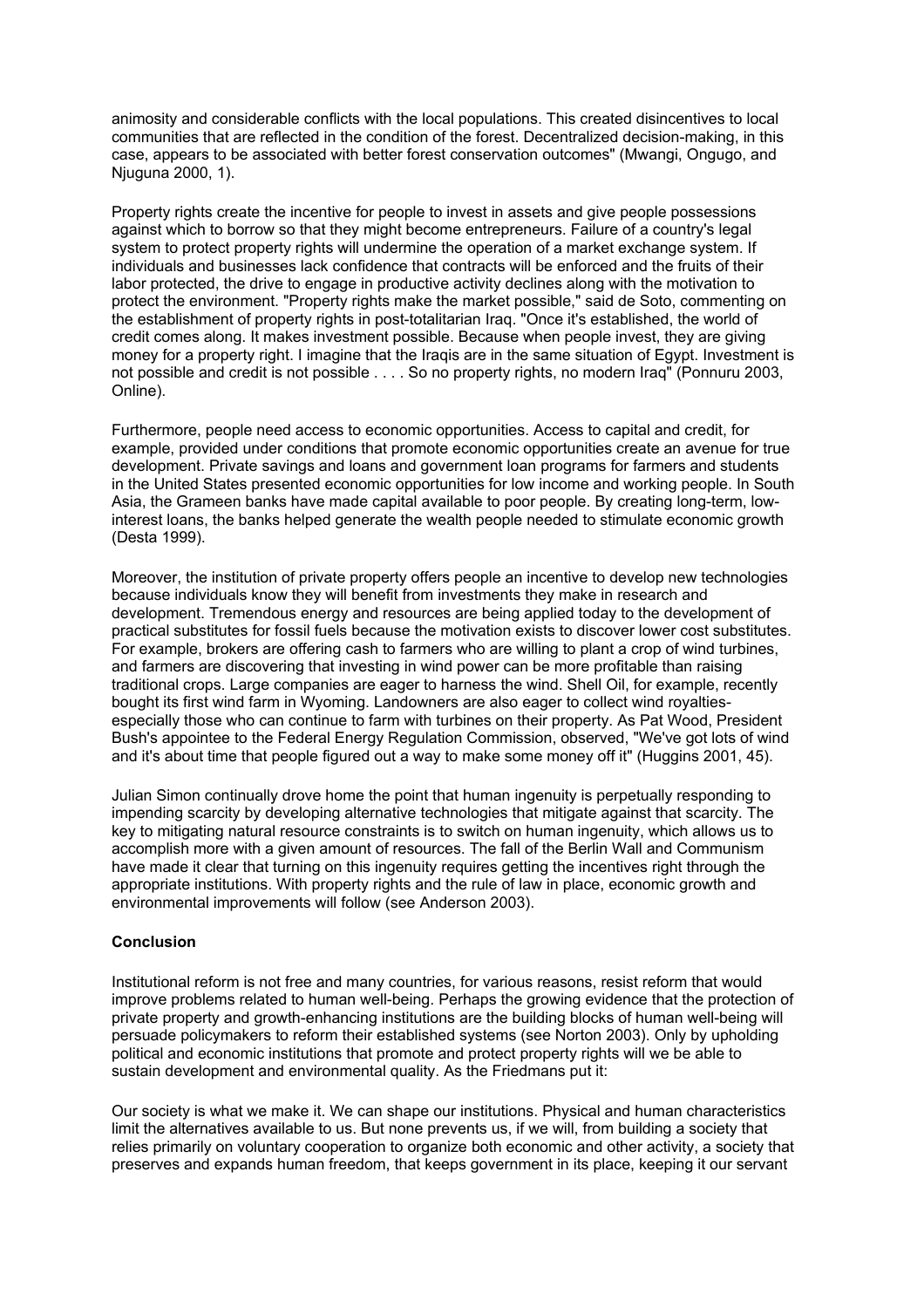animosity and considerable conflicts with the local populations. This created disincentives to local communities that are reflected in the condition of the forest. Decentralized decision-making, in this case, appears to be associated with better forest conservation outcomes" (Mwangi, Ongugo, and Njuguna 2000, 1).

Property rights create the incentive for people to invest in assets and give people possessions against which to borrow so that they might become entrepreneurs. Failure of a country's legal system to protect property rights will undermine the operation of a market exchange system. If individuals and businesses lack confidence that contracts will be enforced and the fruits of their labor protected, the drive to engage in productive activity declines along with the motivation to protect the environment. "Property rights make the market possible," said de Soto, commenting on the establishment of property rights in post-totalitarian Iraq. "Once it's established, the world of credit comes along. It makes investment possible. Because when people invest, they are giving money for a property right. I imagine that the Iraqis are in the same situation of Egypt. Investment is not possible and credit is not possible . . . . So no property rights, no modern Iraq" (Ponnuru 2003, Online).

Furthermore, people need access to economic opportunities. Access to capital and credit, for example, provided under conditions that promote economic opportunities create an avenue for true development. Private savings and loans and government loan programs for farmers and students in the United States presented economic opportunities for low income and working people. In South Asia, the Grameen banks have made capital available to poor people. By creating long-term, low-interest loans, the banks helped generate the wealth people needed to stimulate economic growth (Desta 1999).

Moreover, the institution of private property offers people an incentive to develop new technologies because individuals know they will benefit from investments they make in research and development. Tremendous energy and resources are being applied today to the development of practical substitutes for fossil fuels because the motivation exists to discover lower cost substitutes. For example, brokers are offering cash to farmers who are willing to plant a crop of wind turbines, and farmers are discovering that investing in wind power can be more profitable than raising traditional crops. Large companies are eager to harness the wind. Shell Oil, for example, recently bought its first wind farm in Wyoming. Landowners are also eager to collect wind royalties-especially those who can continue to farm with turbines on their property. As Pat Wood, President Bush's appointee to the Federal Energy Regulation Commission, observed, "We've got lots of wind and it's about time that people figured out a way to make some money off it" (Huggins 2001, 45).

Julian Simon continually drove home the point that human ingenuity is perpetually responding to impending scarcity by developing alternative technologies that mitigate against that scarcity. The key to mitigating natural resource constraints is to switch on human ingenuity, which allows us to accomplish more with a given amount of resources. The fall of the Berlin Wall and Communism have made it clear that turning on this ingenuity requires getting the incentives right through the appropriate institutions. With property rights and the rule of law in place, economic growth and environmental improvements will follow (see Anderson 2003).

**Conclusion**

Institutional reform is not free and many countries, for various reasons, resist reform that would improve problems related to human well-being. Perhaps the growing evidence that the protection of private property and growth-enhancing institutions are the building blocks of human well-being will persuade policymakers to reform their established systems (see Norton 2003). Only by upholding political and economic institutions that promote and protect property rights will we be able to sustain development and environmental quality. As the Friedmans put it:

Our society is what we make it. We can shape our institutions. Physical and human characteristics limit the alternatives available to us. But none prevents us, if we will, from building a society that relies primarily on voluntary cooperation to organize both economic and other activity, a society that preserves and expands human freedom, that keeps government in its place, keeping it our servant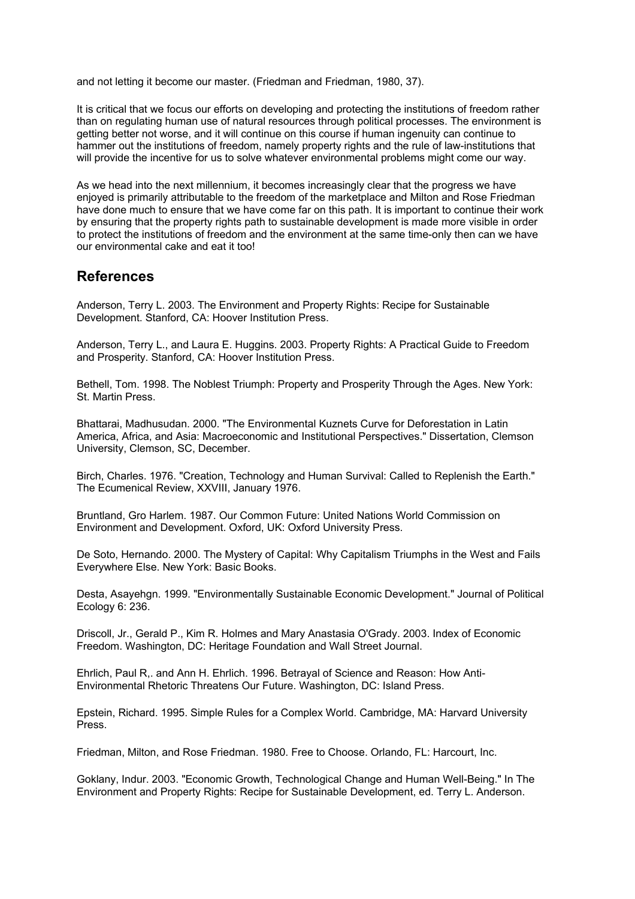and not letting it become our master. (Friedman and Friedman, 1980, 37).

It is critical that we focus our efforts on developing and protecting the institutions of freedom rather than on regulating human use of natural resources through political processes. The environment is getting better not worse, and it will continue on this course if human ingenuity can continue to hammer out the institutions of freedom, namely property rights and the rule of law-institutions that will provide the incentive for us to solve whatever environmental problems might come our way.

As we head into the next millennium, it becomes increasingly clear that the progress we have enjoyed is primarily attributable to the freedom of the marketplace and Milton and Rose Friedman have done much to ensure that we have come far on this path. It is important to continue their work by ensuring that the property rights path to sustainable development is made more visible in order to protect the institutions of freedom and the environment at the same time-only then can we have our environmental cake and eat it too!

## References

Anderson, Terry L. 2003. The Environment and Property Rights: Recipe for Sustainable Development. Stanford, CA: Hoover Institution Press.

Anderson, Terry L., and Laura E. Huggins. 2003. Property Rights: A Practical Guide to Freedom and Prosperity. Stanford, CA: Hoover Institution Press.

Bethell, Tom. 1998. The Noblest Triumph: Property and Prosperity Through the Ages. New York: St. Martin Press.

Bhattarai, Madhusudan. 2000. "The Environmental Kuznets Curve for Deforestation in Latin America, Africa, and Asia: Macroeconomic and Institutional Perspectives." Dissertation, Clemson University, Clemson, SC, December.

Birch, Charles. 1976. "Creation, Technology and Human Survival: Called to Replenish the Earth." The Ecumenical Review, XXVIII, January 1976.

Bruntland, Gro Harlem. 1987. Our Common Future: United Nations World Commission on Environment and Development. Oxford, UK: Oxford University Press.

De Soto, Hernando. 2000. The Mystery of Capital: Why Capitalism Triumphs in the West and Fails Everywhere Else. New York: Basic Books.

Desta, Asayehgn. 1999. "Environmentally Sustainable Economic Development." Journal of Political Ecology 6: 236.

Driscoll, Jr., Gerald P., Kim R. Holmes and Mary Anastasia O'Grady. 2003. Index of Economic Freedom. Washington, DC: Heritage Foundation and Wall Street Journal.

Ehrlich, Paul R,. and Ann H. Ehrlich. 1996. Betrayal of Science and Reason: How Anti-Environmental Rhetoric Threatens Our Future. Washington, DC: Island Press.

Epstein, Richard. 1995. Simple Rules for a Complex World. Cambridge, MA: Harvard University Press.

Friedman, Milton, and Rose Friedman. 1980. Free to Choose. Orlando, FL: Harcourt, Inc.

Goklany, Indur. 2003. "Economic Growth, Technological Change and Human Well-Being." In The Environment and Property Rights: Recipe for Sustainable Development, ed. Terry L. Anderson.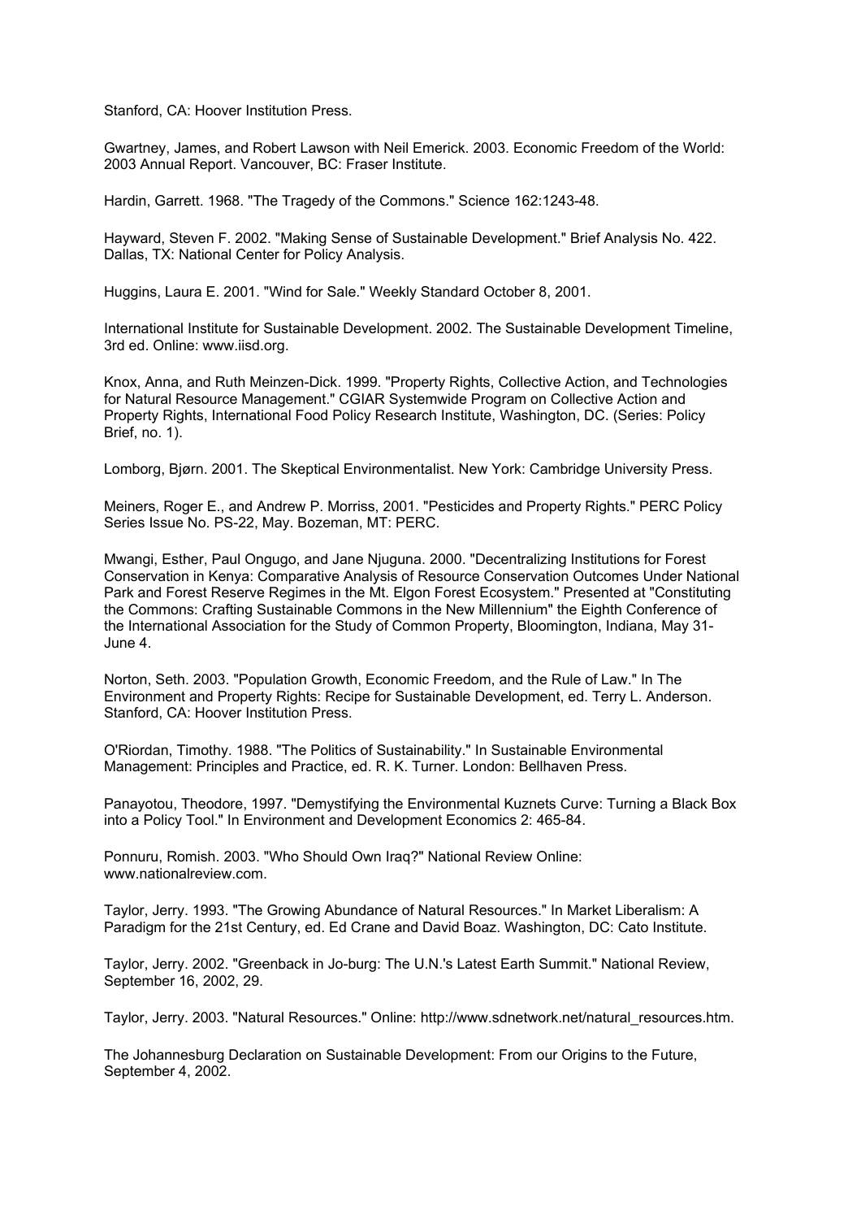Stanford, CA: Hoover Institution Press.

Gwartney, James, and Robert Lawson with Neil Emerick. 2003. Economic Freedom of the World: 2003 Annual Report. Vancouver, BC: Fraser Institute.

Hardin, Garrett. 1968. "The Tragedy of the Commons." Science 162:1243-48.

Hayward, Steven F. 2002. "Making Sense of Sustainable Development." Brief Analysis No. 422. Dallas, TX: National Center for Policy Analysis.

Huggins, Laura E. 2001. "Wind for Sale." Weekly Standard October 8, 2001.

International Institute for Sustainable Development. 2002. The Sustainable Development Timeline, 3rd ed. Online: www.iisd.org.

Knox, Anna, and Ruth Meinzen-Dick. 1999. "Property Rights, Collective Action, and Technologies for Natural Resource Management." CGIAR Systemwide Program on Collective Action and Property Rights, International Food Policy Research Institute, Washington, DC. (Series: Policy Brief, no. 1).

Lomborg, Bjørn. 2001. The Skeptical Environmentalist. New York: Cambridge University Press.

Meiners, Roger E., and Andrew P. Morriss, 2001. "Pesticides and Property Rights." PERC Policy Series Issue No. PS-22, May. Bozeman, MT: PERC.

Mwangi, Esther, Paul Ongugo, and Jane Njuguna. 2000. "Decentralizing Institutions for Forest Conservation in Kenya: Comparative Analysis of Resource Conservation Outcomes Under National Park and Forest Reserve Regimes in the Mt. Elgon Forest Ecosystem." Presented at "Constituting the Commons: Crafting Sustainable Commons in the New Millennium" the Eighth Conference of the International Association for the Study of Common Property, Bloomington, Indiana, May 31-June 4.

Norton, Seth. 2003. "Population Growth, Economic Freedom, and the Rule of Law." In The Environment and Property Rights: Recipe for Sustainable Development, ed. Terry L. Anderson. Stanford, CA: Hoover Institution Press.

O'Riordan, Timothy. 1988. "The Politics of Sustainability." In Sustainable Environmental Management: Principles and Practice, ed. R. K. Turner. London: Bellhaven Press.

Panayotou, Theodore, 1997. "Demystifying the Environmental Kuznets Curve: Turning a Black Box into a Policy Tool." In Environment and Development Economics 2: 465-84.

Ponnuru, Romish. 2003. "Who Should Own Iraq?" National Review Online: www.nationalreview.com.

Taylor, Jerry. 1993. "The Growing Abundance of Natural Resources." In Market Liberalism: A Paradigm for the 21st Century, ed. Ed Crane and David Boaz. Washington, DC: Cato Institute.

Taylor, Jerry. 2002. "Greenback in Jo-burg: The U.N.'s Latest Earth Summit." National Review, September 16, 2002, 29.

Taylor, Jerry. 2003. "Natural Resources." Online: http://www.sdnetwork.net/natural_resources.htm.

The Johannesburg Declaration on Sustainable Development: From our Origins to the Future, September 4, 2002.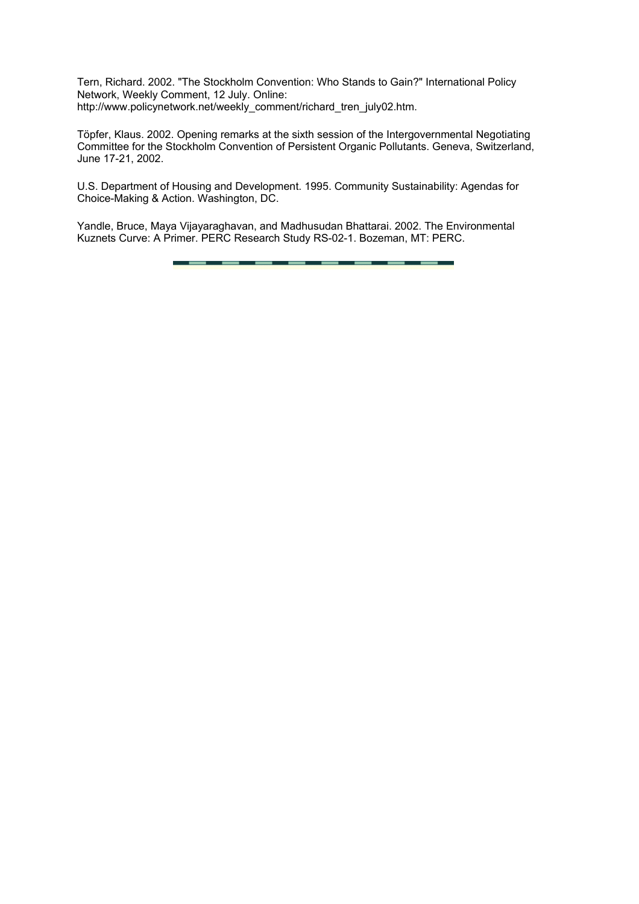Tern, Richard. 2002. "The Stockholm Convention: Who Stands to Gain?" International Policy Network, Weekly Comment, 12 July. Online: http://www.policynetwork.net/weekly_comment/richard_tren_july02.htm.

Töpfer, Klaus. 2002. Opening remarks at the sixth session of the Intergovernmental Negotiating Committee for the Stockholm Convention of Persistent Organic Pollutants. Geneva, Switzerland, June 17-21, 2002.

U.S. Department of Housing and Development. 1995. Community Sustainability: Agendas for Choice-Making & Action. Washington, DC.

Yandle, Bruce, Maya Vijayaraghavan, and Madhusudan Bhattarai. 2002. The Environmental Kuznets Curve: A Primer. PERC Research Study RS-02-1. Bozeman, MT: PERC.